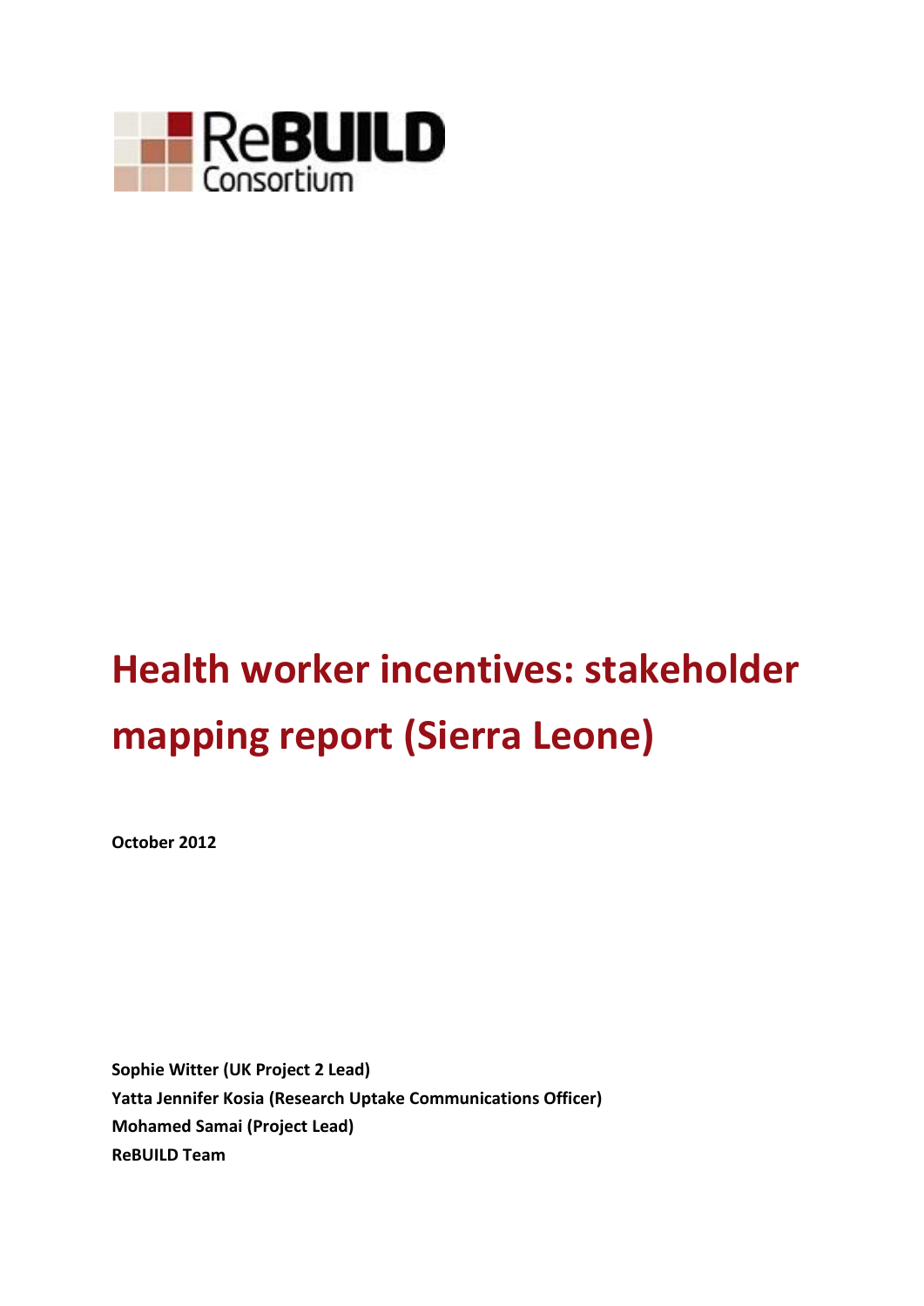ReBUILD Consortium

# Health worker incentives: stakeholder mapping report (Sierra Leone)

**October 2012**

**Sophie Witter (UK Project 2 Lead)**
**Yatta Jennifer Kosia (Research Uptake Communications Officer)**
**Mohamed Samai (Project Lead)**
**ReBUILD Team**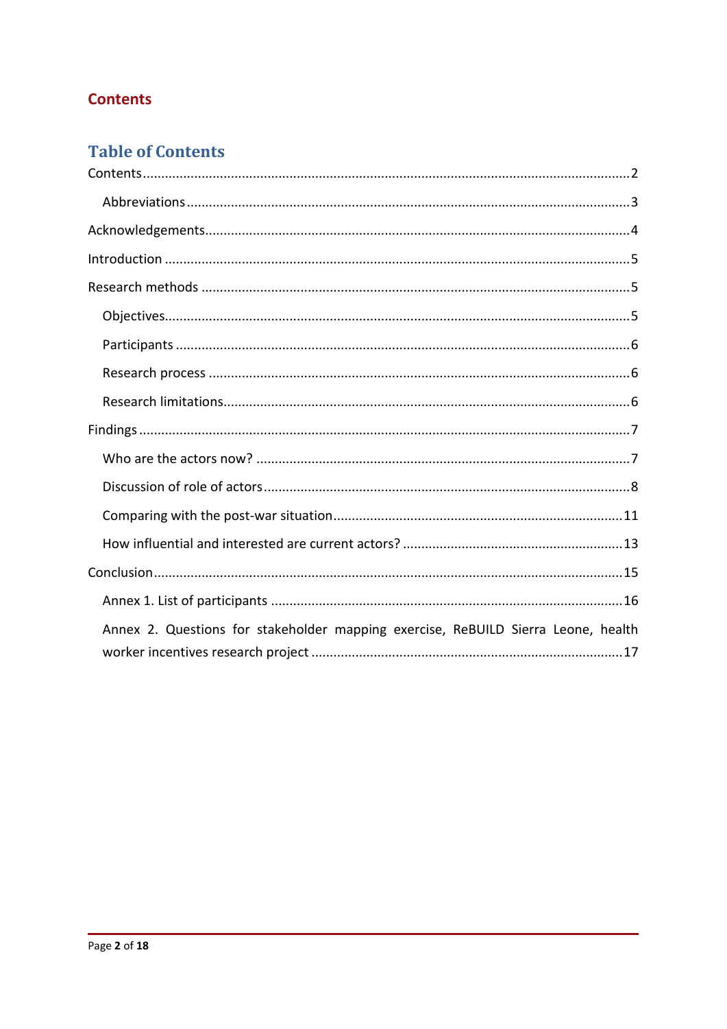# Contents

## Table of Contents

Contents ..... 2

- Abbreviations ..... 3

Acknowledgements ..... 4

Introduction ..... 5

Research methods ..... 5

- Objectives ..... 5
- Participants ..... 6
- Research process ..... 6
- Research limitations ..... 6

Findings ..... 7

- Who are the actors now? ..... 7
- Discussion of role of actors ..... 8
- Comparing with the post-war situation ..... 11
- How influential and interested are current actors? ..... 13

Conclusion ..... 15

- Annex 1. List of participants ..... 16
- Annex 2. Questions for stakeholder mapping exercise, ReBUILD Sierra Leone, health worker incentives research project ..... 17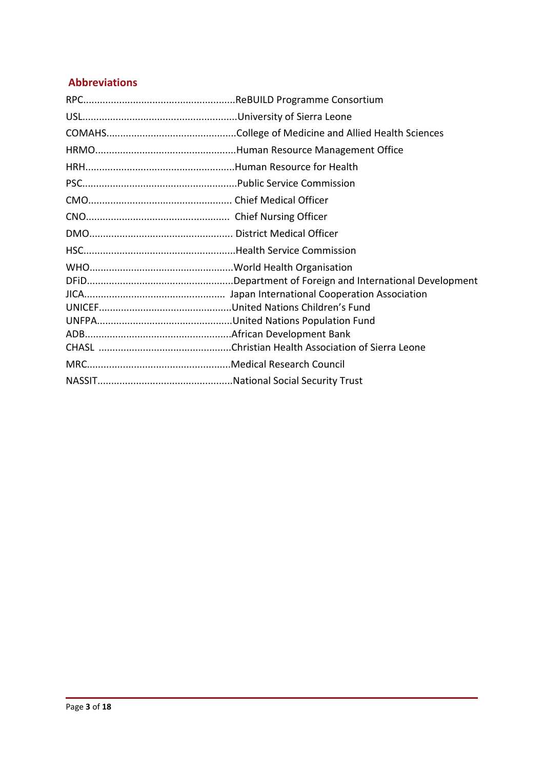## Abbreviations

RPC.......................................................ReBUILD Programme Consortium

USL........................................................University of Sierra Leone

COMAHS...............................................College of Medicine and Allied Health Sciences

HRMO..................................................Human Resource Management Office

HRH......................................................Human Resource for Health

PSC........................................................Public Service Commission

CMO.................................................... Chief Medical Officer

CNO....................................................  Chief Nursing Officer

DMO.................................................... District Medical Officer

HSC.......................................................Health Service Commission

WHO....................................................World Health Organisation
DFiD.....................................................Department of Foreign and International Development
JICA..................................................  Japan International Cooperation Association
UNICEF................................................United Nations Children's Fund
UNFPA.................................................United Nations Population Fund
ADB.....................................................African Development Bank
CHASL ................................................Christian Health Association of Sierra Leone

MRC....................................................Medical Research Council

NASSIT.................................................National Social Security Trust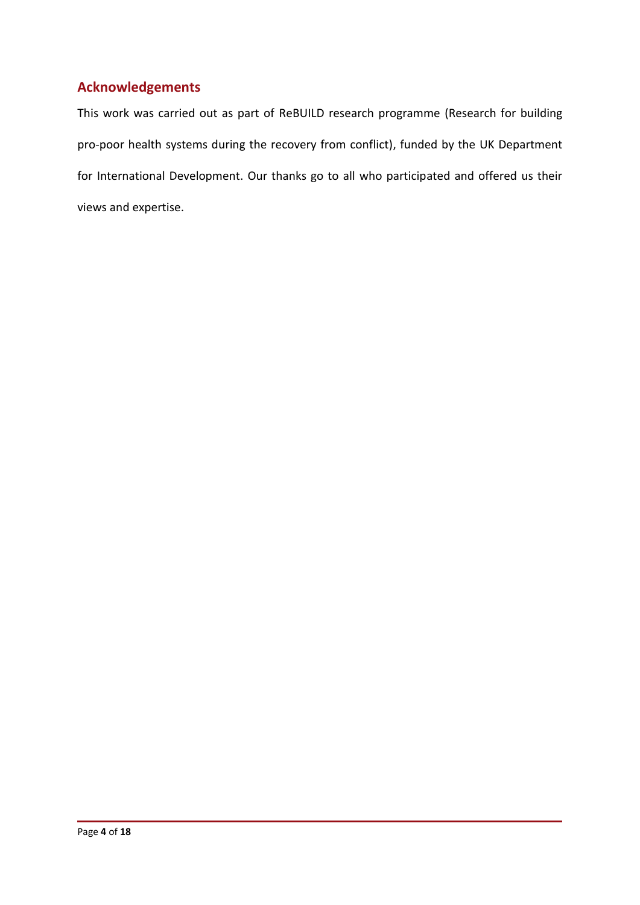## Acknowledgements

This work was carried out as part of ReBUILD research programme (Research for building pro-poor health systems during the recovery from conflict), funded by the UK Department for International Development. Our thanks go to all who participated and offered us their views and expertise.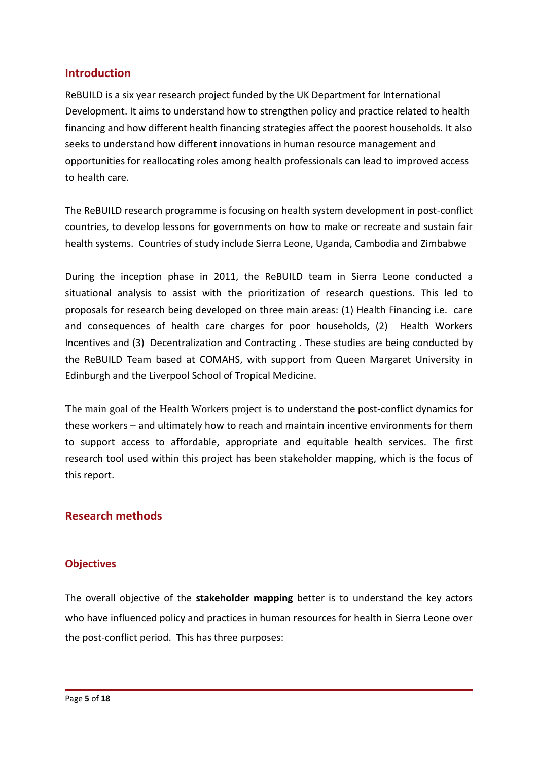## Introduction

ReBUILD is a six year research project funded by the UK Department for International Development. It aims to understand how to strengthen policy and practice related to health financing and how different health financing strategies affect the poorest households. It also seeks to understand how different innovations in human resource management and opportunities for reallocating roles among health professionals can lead to improved access to health care.

The ReBUILD research programme is focusing on health system development in post-conflict countries, to develop lessons for governments on how to make or recreate and sustain fair health systems. Countries of study include Sierra Leone, Uganda, Cambodia and Zimbabwe

During the inception phase in 2011, the ReBUILD team in Sierra Leone conducted a situational analysis to assist with the prioritization of research questions. This led to proposals for research being developed on three main areas: (1) Health Financing i.e. care and consequences of health care charges for poor households, (2) Health Workers Incentives and (3) Decentralization and Contracting . These studies are being conducted by the ReBUILD Team based at COMAHS, with support from Queen Margaret University in Edinburgh and the Liverpool School of Tropical Medicine.

The main goal of the Health Workers project is to understand the post-conflict dynamics for these workers – and ultimately how to reach and maintain incentive environments for them to support access to affordable, appropriate and equitable health services. The first research tool used within this project has been stakeholder mapping, which is the focus of this report.

## Research methods

### Objectives

The overall objective of the **stakeholder mapping** better is to understand the key actors who have influenced policy and practices in human resources for health in Sierra Leone over the post-conflict period. This has three purposes: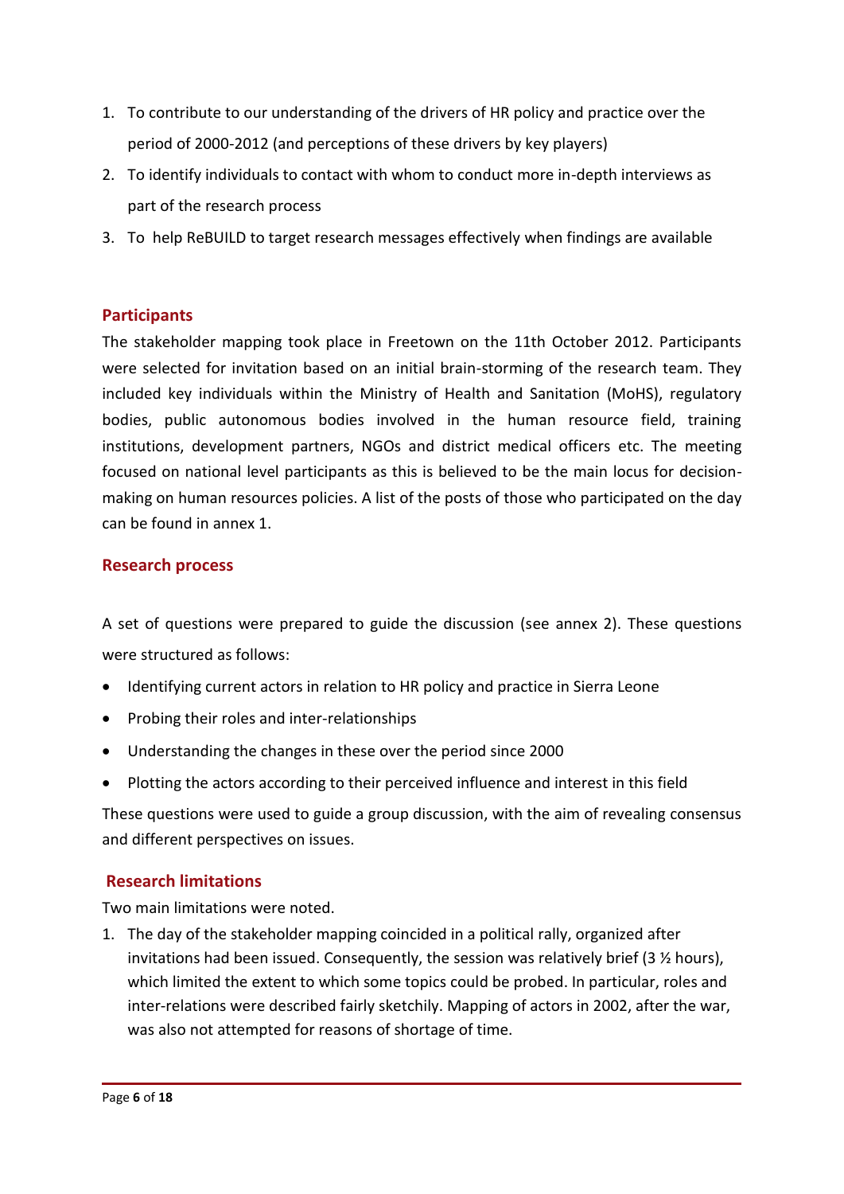1. To contribute to our understanding of the drivers of HR policy and practice over the period of 2000-2012 (and perceptions of these drivers by key players)
2. To identify individuals to contact with whom to conduct more in-depth interviews as part of the research process
3. To help ReBUILD to target research messages effectively when findings are available

## Participants

The stakeholder mapping took place in Freetown on the 11th October 2012. Participants were selected for invitation based on an initial brain-storming of the research team. They included key individuals within the Ministry of Health and Sanitation (MoHS), regulatory bodies, public autonomous bodies involved in the human resource field, training institutions, development partners, NGOs and district medical officers etc. The meeting focused on national level participants as this is believed to be the main locus for decision-making on human resources policies. A list of the posts of those who participated on the day can be found in annex 1.

## Research process

A set of questions were prepared to guide the discussion (see annex 2). These questions were structured as follows:

- Identifying current actors in relation to HR policy and practice in Sierra Leone
- Probing their roles and inter-relationships
- Understanding the changes in these over the period since 2000
- Plotting the actors according to their perceived influence and interest in this field

These questions were used to guide a group discussion, with the aim of revealing consensus and different perspectives on issues.

## Research limitations

Two main limitations were noted.

1. The day of the stakeholder mapping coincided in a political rally, organized after invitations had been issued. Consequently, the session was relatively brief (3 ½ hours), which limited the extent to which some topics could be probed. In particular, roles and inter-relations were described fairly sketchily. Mapping of actors in 2002, after the war, was also not attempted for reasons of shortage of time.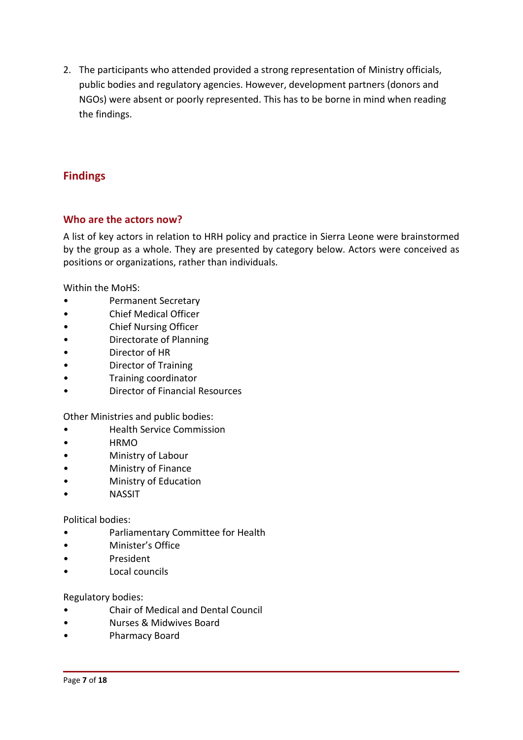2. The participants who attended provided a strong representation of Ministry officials, public bodies and regulatory agencies. However, development partners (donors and NGOs) were absent or poorly represented. This has to be borne in mind when reading the findings.

## Findings

### Who are the actors now?

A list of key actors in relation to HRH policy and practice in Sierra Leone were brainstormed by the group as a whole. They are presented by category below. Actors were conceived as positions or organizations, rather than individuals.

Within the MoHS:

- Permanent Secretary
- Chief Medical Officer
- Chief Nursing Officer
- Directorate of Planning
- Director of HR
- Director of Training
- Training coordinator
- Director of Financial Resources

Other Ministries and public bodies:

- Health Service Commission
- HRMO
- Ministry of Labour
- Ministry of Finance
- Ministry of Education
- NASSIT

Political bodies:

- Parliamentary Committee for Health
- Minister's Office
- President
- Local councils

Regulatory bodies:

- Chair of Medical and Dental Council
- Nurses & Midwives Board
- Pharmacy Board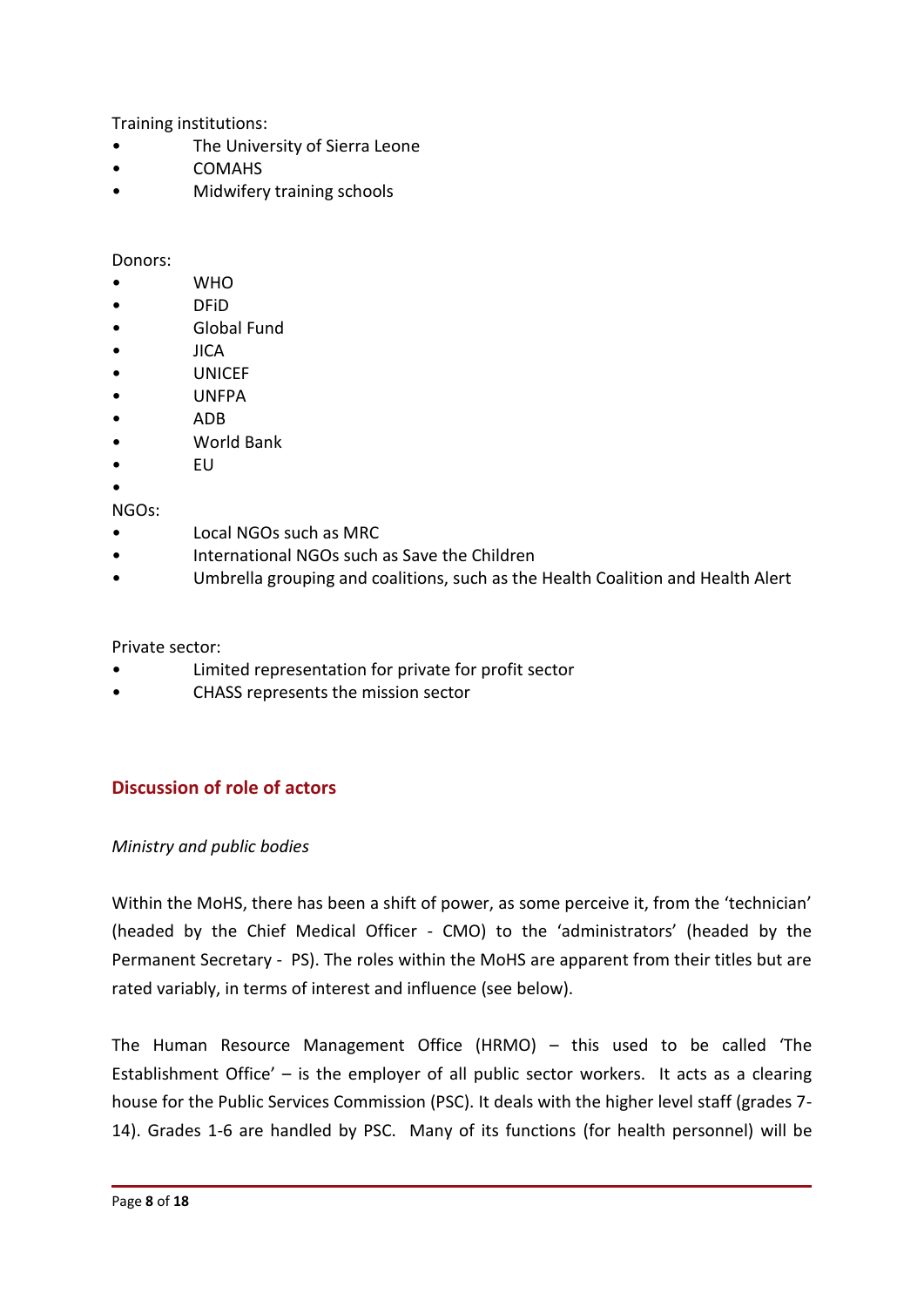Training institutions:

- The University of Sierra Leone
- COMAHS
- Midwifery training schools

Donors:

- WHO
- DFiD
- Global Fund
- JICA
- UNICEF
- UNFPA
- ADB
- World Bank
- EU
- 

NGOs:

- Local NGOs such as MRC
- International NGOs such as Save the Children
- Umbrella grouping and coalitions, such as the Health Coalition and Health Alert

Private sector:

- Limited representation for private for profit sector
- CHASS represents the mission sector

## Discussion of role of actors

*Ministry and public bodies*

Within the MoHS, there has been a shift of power, as some perceive it, from the 'technician' (headed by the Chief Medical Officer - CMO) to the 'administrators' (headed by the Permanent Secretary - PS). The roles within the MoHS are apparent from their titles but are rated variably, in terms of interest and influence (see below).

The Human Resource Management Office (HRMO) – this used to be called 'The Establishment Office' – is the employer of all public sector workers. It acts as a clearing house for the Public Services Commission (PSC). It deals with the higher level staff (grades 7-14). Grades 1-6 are handled by PSC. Many of its functions (for health personnel) will be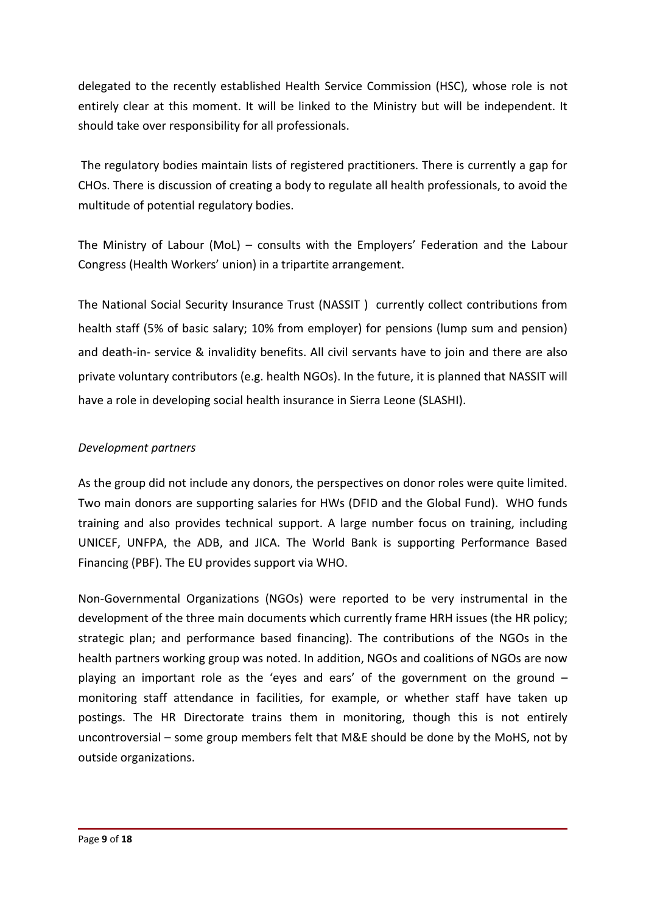delegated to the recently established Health Service Commission (HSC), whose role is not entirely clear at this moment. It will be linked to the Ministry but will be independent. It should take over responsibility for all professionals.

The regulatory bodies maintain lists of registered practitioners. There is currently a gap for CHOs. There is discussion of creating a body to regulate all health professionals, to avoid the multitude of potential regulatory bodies.

The Ministry of Labour (MoL) – consults with the Employers' Federation and the Labour Congress (Health Workers' union) in a tripartite arrangement.

The National Social Security Insurance Trust (NASSIT ) currently collect contributions from health staff (5% of basic salary; 10% from employer) for pensions (lump sum and pension) and death-in- service & invalidity benefits. All civil servants have to join and there are also private voluntary contributors (e.g. health NGOs). In the future, it is planned that NASSIT will have a role in developing social health insurance in Sierra Leone (SLASHI).

*Development partners*

As the group did not include any donors, the perspectives on donor roles were quite limited. Two main donors are supporting salaries for HWs (DFID and the Global Fund). WHO funds training and also provides technical support. A large number focus on training, including UNICEF, UNFPA, the ADB, and JICA. The World Bank is supporting Performance Based Financing (PBF). The EU provides support via WHO.

Non-Governmental Organizations (NGOs) were reported to be very instrumental in the development of the three main documents which currently frame HRH issues (the HR policy; strategic plan; and performance based financing). The contributions of the NGOs in the health partners working group was noted. In addition, NGOs and coalitions of NGOs are now playing an important role as the 'eyes and ears' of the government on the ground – monitoring staff attendance in facilities, for example, or whether staff have taken up postings. The HR Directorate trains them in monitoring, though this is not entirely uncontroversial – some group members felt that M&E should be done by the MoHS, not by outside organizations.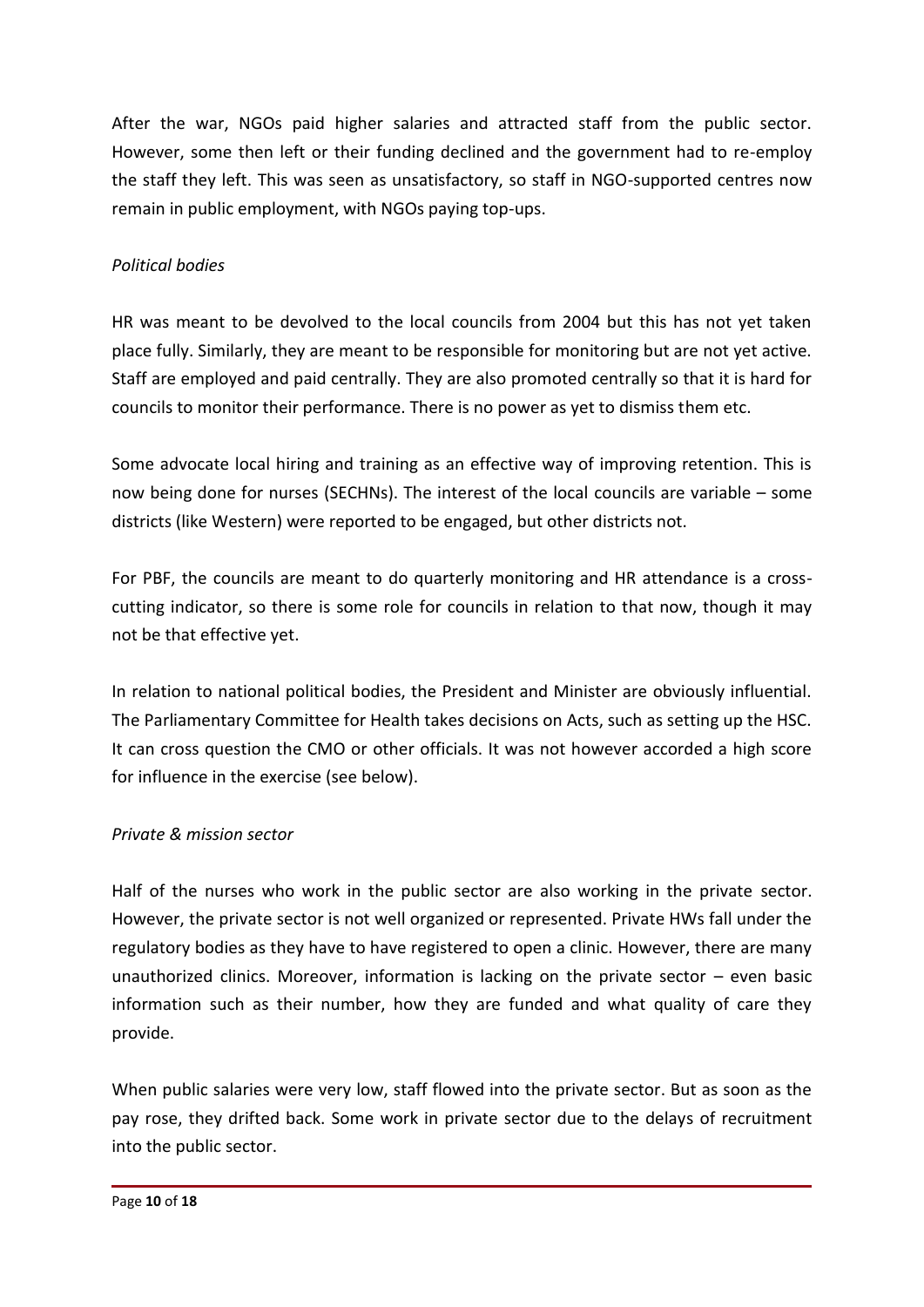After the war, NGOs paid higher salaries and attracted staff from the public sector. However, some then left or their funding declined and the government had to re-employ the staff they left. This was seen as unsatisfactory, so staff in NGO-supported centres now remain in public employment, with NGOs paying top-ups.

*Political bodies*

HR was meant to be devolved to the local councils from 2004 but this has not yet taken place fully. Similarly, they are meant to be responsible for monitoring but are not yet active. Staff are employed and paid centrally. They are also promoted centrally so that it is hard for councils to monitor their performance. There is no power as yet to dismiss them etc.

Some advocate local hiring and training as an effective way of improving retention. This is now being done for nurses (SECHNs). The interest of the local councils are variable – some districts (like Western) were reported to be engaged, but other districts not.

For PBF, the councils are meant to do quarterly monitoring and HR attendance is a cross-cutting indicator, so there is some role for councils in relation to that now, though it may not be that effective yet.

In relation to national political bodies, the President and Minister are obviously influential. The Parliamentary Committee for Health takes decisions on Acts, such as setting up the HSC. It can cross question the CMO or other officials. It was not however accorded a high score for influence in the exercise (see below).

*Private & mission sector*

Half of the nurses who work in the public sector are also working in the private sector. However, the private sector is not well organized or represented. Private HWs fall under the regulatory bodies as they have to have registered to open a clinic. However, there are many unauthorized clinics. Moreover, information is lacking on the private sector – even basic information such as their number, how they are funded and what quality of care they provide.

When public salaries were very low, staff flowed into the private sector. But as soon as the pay rose, they drifted back. Some work in private sector due to the delays of recruitment into the public sector.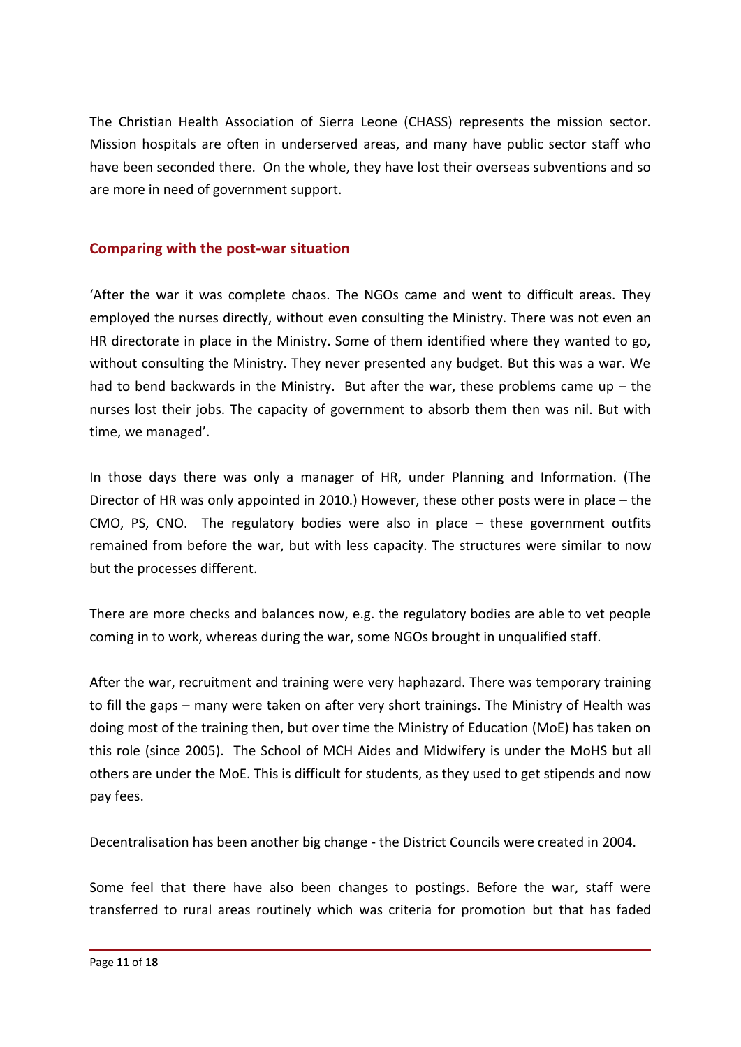The Christian Health Association of Sierra Leone (CHASS) represents the mission sector. Mission hospitals are often in underserved areas, and many have public sector staff who have been seconded there. On the whole, they have lost their overseas subventions and so are more in need of government support.

## Comparing with the post-war situation

'After the war it was complete chaos. The NGOs came and went to difficult areas. They employed the nurses directly, without even consulting the Ministry. There was not even an HR directorate in place in the Ministry. Some of them identified where they wanted to go, without consulting the Ministry. They never presented any budget. But this was a war. We had to bend backwards in the Ministry. But after the war, these problems came up – the nurses lost their jobs. The capacity of government to absorb them then was nil. But with time, we managed'.

In those days there was only a manager of HR, under Planning and Information. (The Director of HR was only appointed in 2010.) However, these other posts were in place – the CMO, PS, CNO. The regulatory bodies were also in place – these government outfits remained from before the war, but with less capacity. The structures were similar to now but the processes different.

There are more checks and balances now, e.g. the regulatory bodies are able to vet people coming in to work, whereas during the war, some NGOs brought in unqualified staff.

After the war, recruitment and training were very haphazard. There was temporary training to fill the gaps – many were taken on after very short trainings. The Ministry of Health was doing most of the training then, but over time the Ministry of Education (MoE) has taken on this role (since 2005). The School of MCH Aides and Midwifery is under the MoHS but all others are under the MoE. This is difficult for students, as they used to get stipends and now pay fees.

Decentralisation has been another big change - the District Councils were created in 2004.

Some feel that there have also been changes to postings. Before the war, staff were transferred to rural areas routinely which was criteria for promotion but that has faded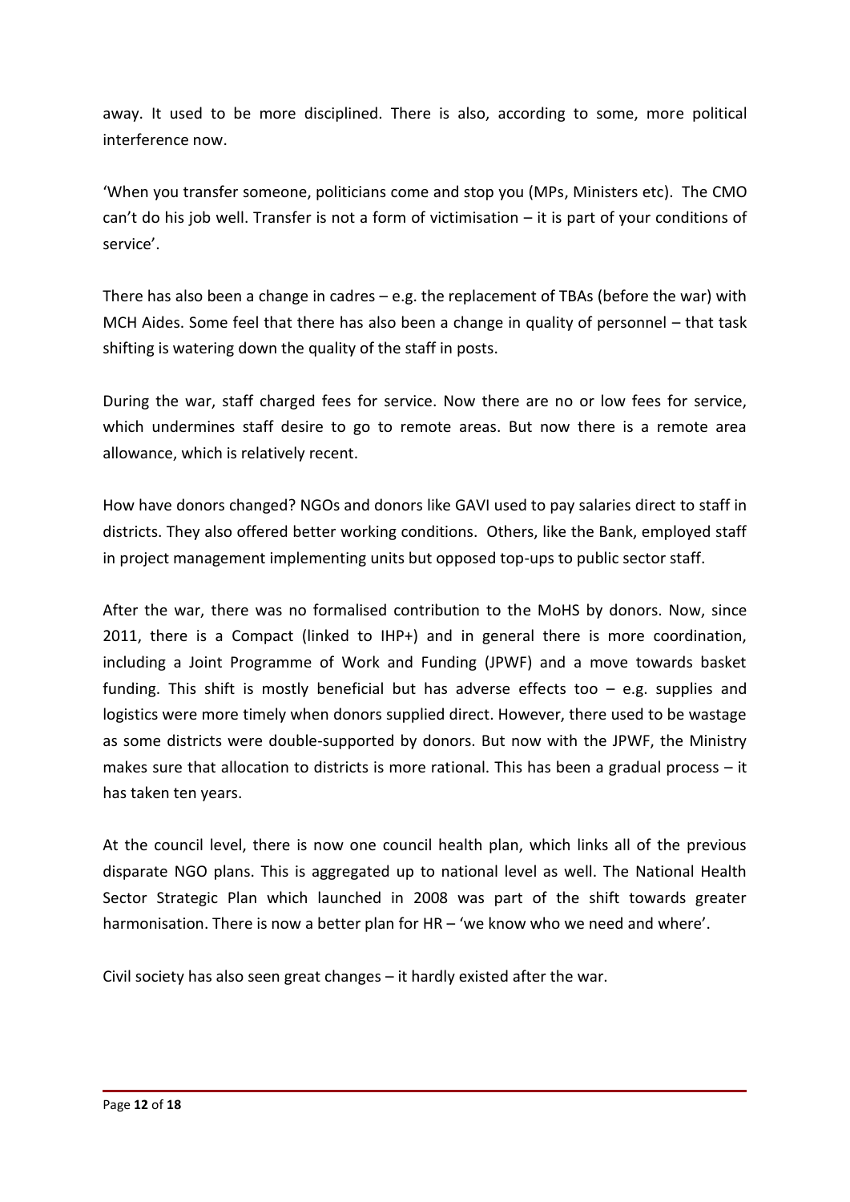away. It used to be more disciplined. There is also, according to some, more political interference now.

'When you transfer someone, politicians come and stop you (MPs, Ministers etc). The CMO can't do his job well. Transfer is not a form of victimisation – it is part of your conditions of service'.

There has also been a change in cadres – e.g. the replacement of TBAs (before the war) with MCH Aides. Some feel that there has also been a change in quality of personnel – that task shifting is watering down the quality of the staff in posts.

During the war, staff charged fees for service. Now there are no or low fees for service, which undermines staff desire to go to remote areas. But now there is a remote area allowance, which is relatively recent.

How have donors changed? NGOs and donors like GAVI used to pay salaries direct to staff in districts. They also offered better working conditions. Others, like the Bank, employed staff in project management implementing units but opposed top-ups to public sector staff.

After the war, there was no formalised contribution to the MoHS by donors. Now, since 2011, there is a Compact (linked to IHP+) and in general there is more coordination, including a Joint Programme of Work and Funding (JPWF) and a move towards basket funding. This shift is mostly beneficial but has adverse effects too – e.g. supplies and logistics were more timely when donors supplied direct. However, there used to be wastage as some districts were double-supported by donors. But now with the JPWF, the Ministry makes sure that allocation to districts is more rational. This has been a gradual process – it has taken ten years.

At the council level, there is now one council health plan, which links all of the previous disparate NGO plans. This is aggregated up to national level as well. The National Health Sector Strategic Plan which launched in 2008 was part of the shift towards greater harmonisation. There is now a better plan for HR – 'we know who we need and where'.

Civil society has also seen great changes – it hardly existed after the war.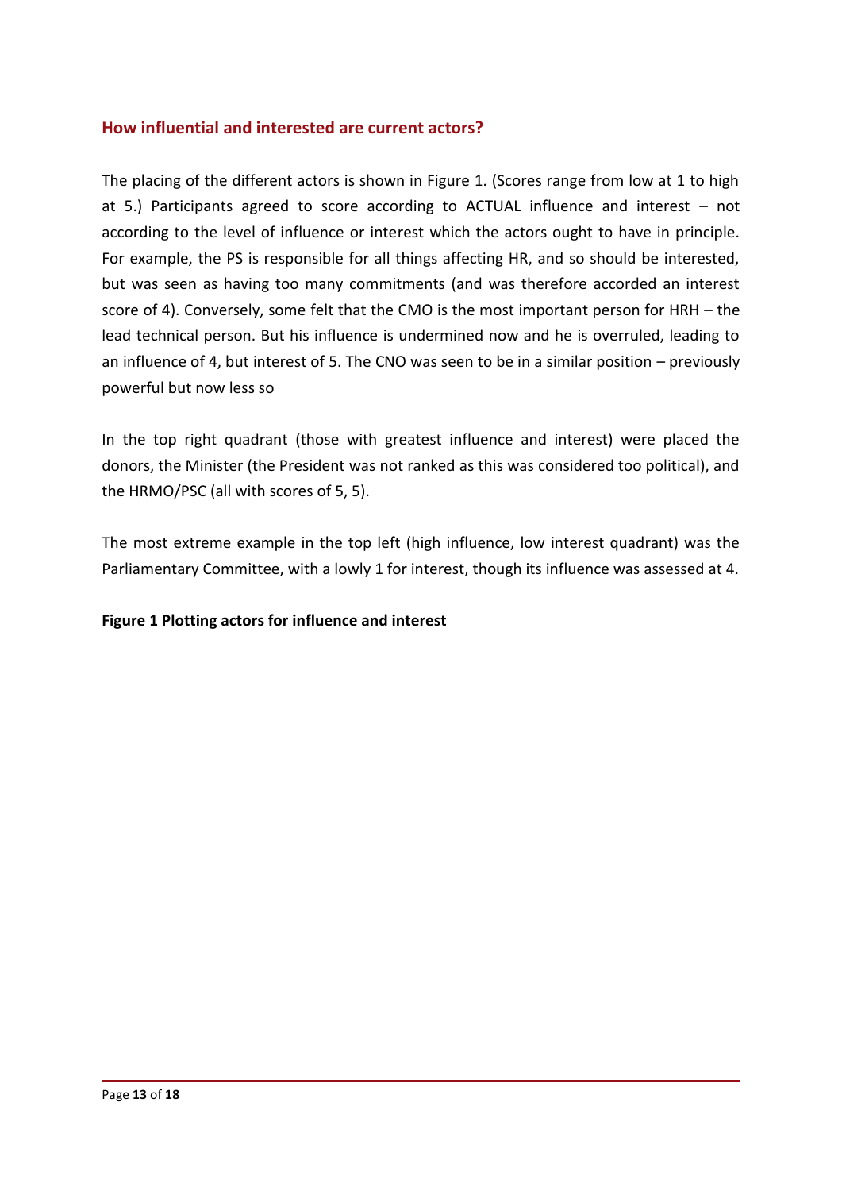## How influential and interested are current actors?

The placing of the different actors is shown in Figure 1. (Scores range from low at 1 to high at 5.) Participants agreed to score according to ACTUAL influence and interest – not according to the level of influence or interest which the actors ought to have in principle. For example, the PS is responsible for all things affecting HR, and so should be interested, but was seen as having too many commitments (and was therefore accorded an interest score of 4). Conversely, some felt that the CMO is the most important person for HRH – the lead technical person. But his influence is undermined now and he is overruled, leading to an influence of 4, but interest of 5. The CNO was seen to be in a similar position – previously powerful but now less so

In the top right quadrant (those with greatest influence and interest) were placed the donors, the Minister (the President was not ranked as this was considered too political), and the HRMO/PSC (all with scores of 5, 5).

The most extreme example in the top left (high influence, low interest quadrant) was the Parliamentary Committee, with a lowly 1 for interest, though its influence was assessed at 4.

**Figure 1 Plotting actors for influence and interest**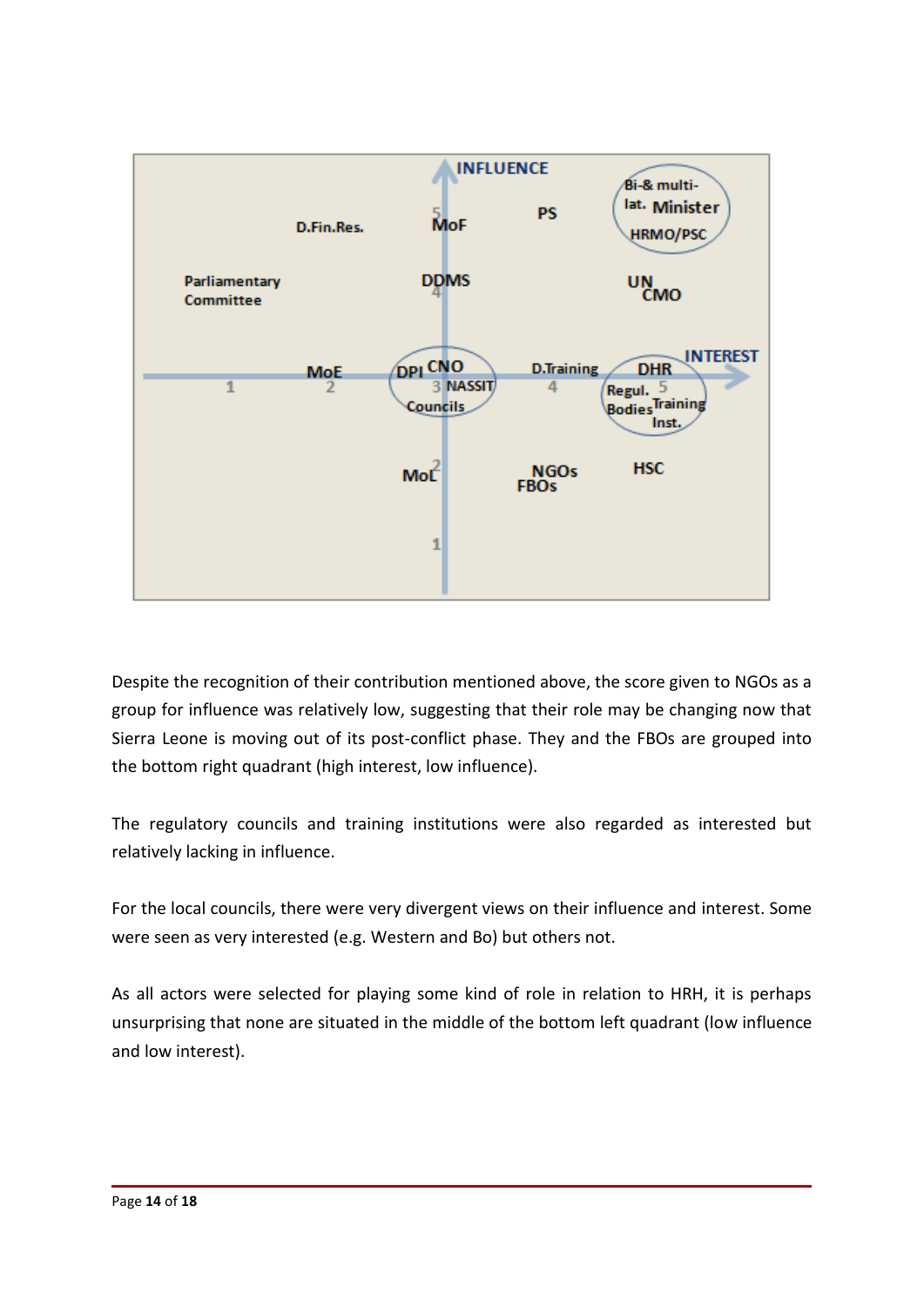Despite the recognition of their contribution mentioned above, the score given to NGOs as a group for influence was relatively low, suggesting that their role may be changing now that Sierra Leone is moving out of its post-conflict phase. They and the FBOs are grouped into the bottom right quadrant (high interest, low influence).

The regulatory councils and training institutions were also regarded as interested but relatively lacking in influence.

For the local councils, there were very divergent views on their influence and interest. Some were seen as very interested (e.g. Western and Bo) but others not.

As all actors were selected for playing some kind of role in relation to HRH, it is perhaps unsurprising that none are situated in the middle of the bottom left quadrant (low influence and low interest).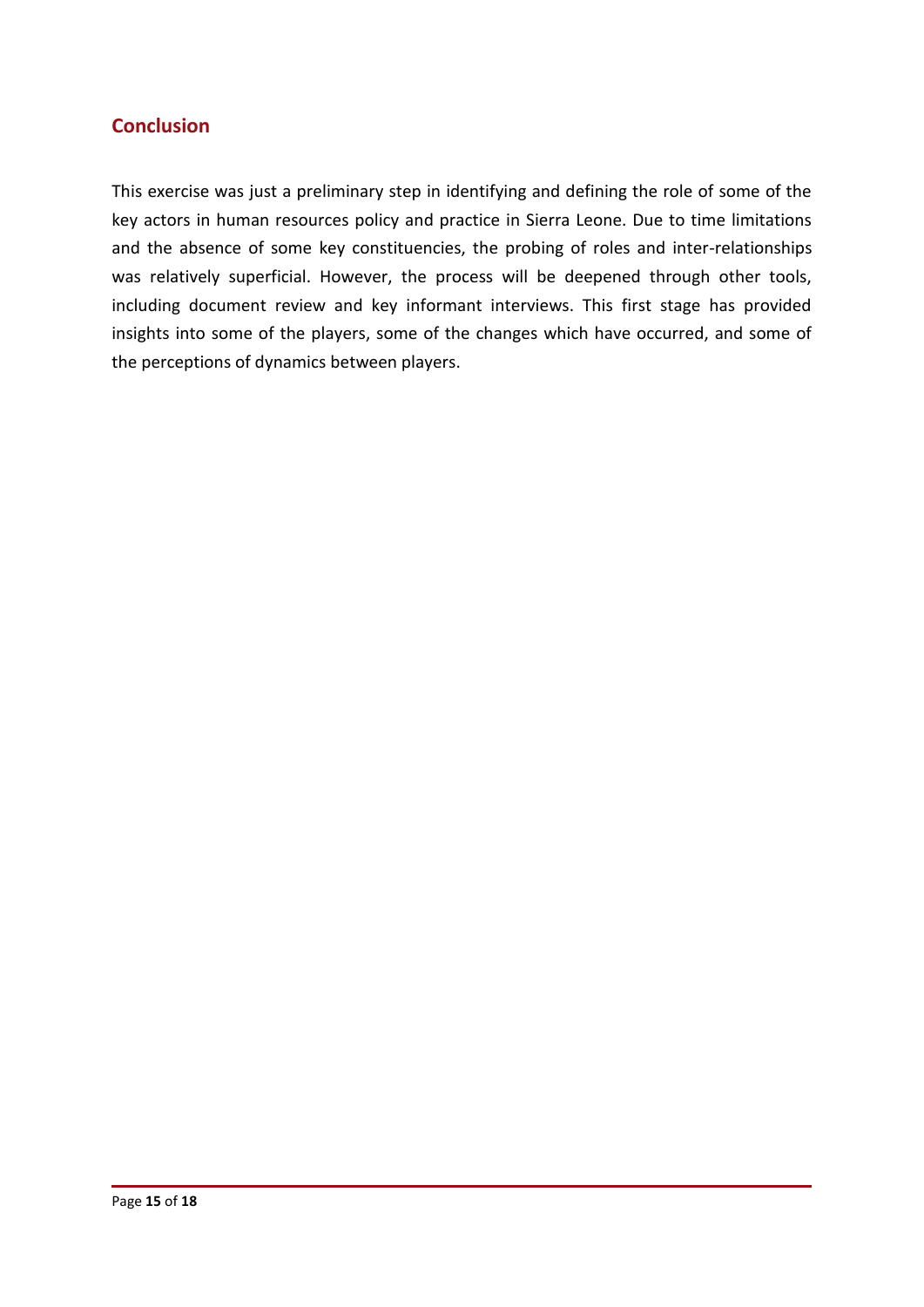## Conclusion

This exercise was just a preliminary step in identifying and defining the role of some of the key actors in human resources policy and practice in Sierra Leone. Due to time limitations and the absence of some key constituencies, the probing of roles and inter-relationships was relatively superficial. However, the process will be deepened through other tools, including document review and key informant interviews. This first stage has provided insights into some of the players, some of the changes which have occurred, and some of the perceptions of dynamics between players.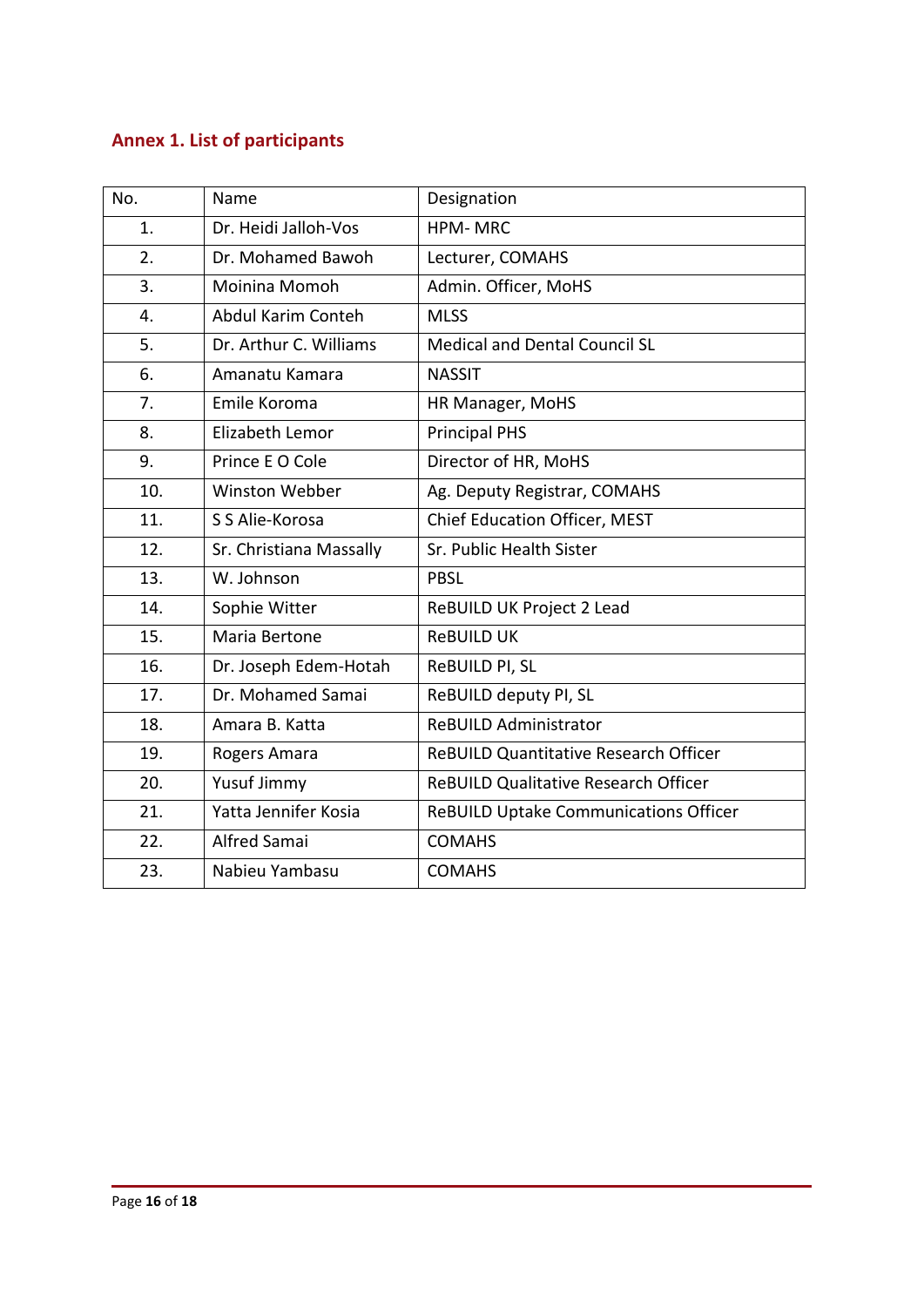## Annex 1. List of participants

| No. | Name | Designation |
|---|---|---|
| 1. | Dr. Heidi Jalloh-Vos | HPM- MRC |
| 2. | Dr. Mohamed Bawoh | Lecturer, COMAHS |
| 3. | Moinina Momoh | Admin. Officer, MoHS |
| 4. | Abdul Karim Conteh | MLSS |
| 5. | Dr. Arthur C. Williams | Medical and Dental Council SL |
| 6. | Amanatu Kamara | NASSIT |
| 7. | Emile Koroma | HR Manager, MoHS |
| 8. | Elizabeth Lemor | Principal PHS |
| 9. | Prince E O Cole | Director of HR, MoHS |
| 10. | Winston Webber | Ag. Deputy Registrar, COMAHS |
| 11. | S S Alie-Korosa | Chief Education Officer, MEST |
| 12. | Sr. Christiana Massally | Sr. Public Health Sister |
| 13. | W. Johnson | PBSL |
| 14. | Sophie Witter | ReBUILD UK Project 2 Lead |
| 15. | Maria Bertone | ReBUILD UK |
| 16. | Dr. Joseph Edem-Hotah | ReBUILD PI, SL |
| 17. | Dr. Mohamed Samai | ReBUILD deputy PI, SL |
| 18. | Amara B. Katta | ReBUILD Administrator |
| 19. | Rogers Amara | ReBUILD Quantitative Research Officer |
| 20. | Yusuf Jimmy | ReBUILD Qualitative Research Officer |
| 21. | Yatta Jennifer Kosia | ReBUILD Uptake Communications Officer |
| 22. | Alfred Samai | COMAHS |
| 23. | Nabieu Yambasu | COMAHS |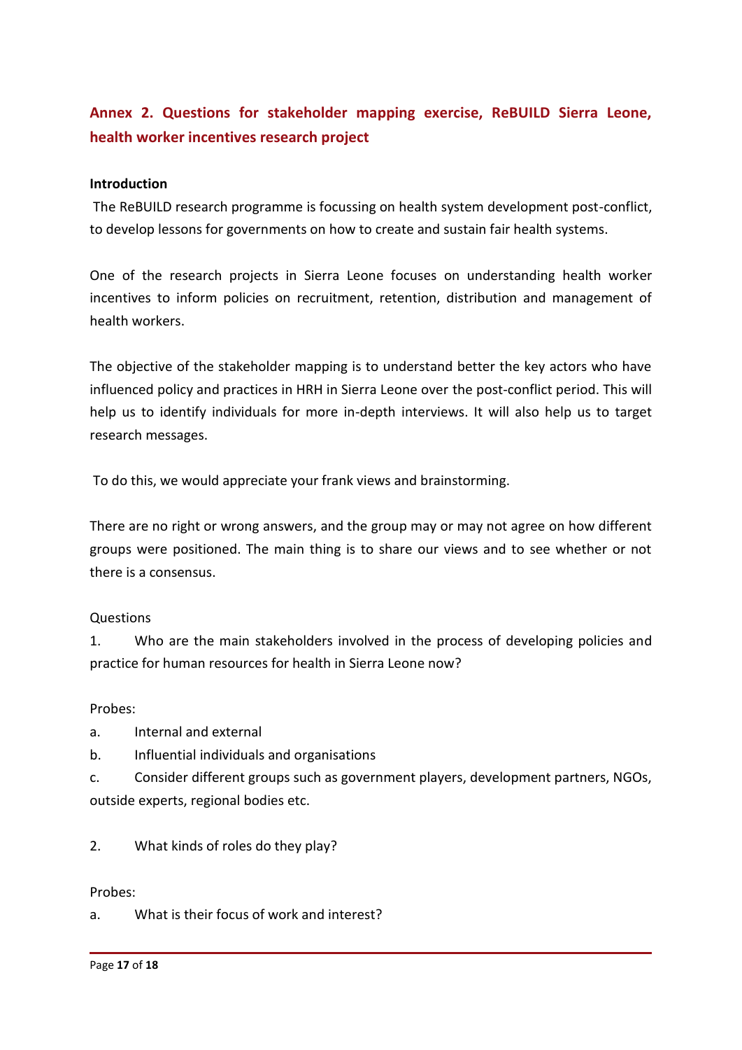## Annex 2. Questions for stakeholder mapping exercise, ReBUILD Sierra Leone, health worker incentives research project

**Introduction**

The ReBUILD research programme is focussing on health system development post-conflict, to develop lessons for governments on how to create and sustain fair health systems.

One of the research projects in Sierra Leone focuses on understanding health worker incentives to inform policies on recruitment, retention, distribution and management of health workers.

The objective of the stakeholder mapping is to understand better the key actors who have influenced policy and practices in HRH in Sierra Leone over the post-conflict period. This will help us to identify individuals for more in-depth interviews. It will also help us to target research messages.

To do this, we would appreciate your frank views and brainstorming.

There are no right or wrong answers, and the group may or may not agree on how different groups were positioned. The main thing is to share our views and to see whether or not there is a consensus.

Questions

1. Who are the main stakeholders involved in the process of developing policies and practice for human resources for health in Sierra Leone now?

Probes:

a. Internal and external

b. Influential individuals and organisations

c. Consider different groups such as government players, development partners, NGOs, outside experts, regional bodies etc.

2. What kinds of roles do they play?

Probes:

a. What is their focus of work and interest?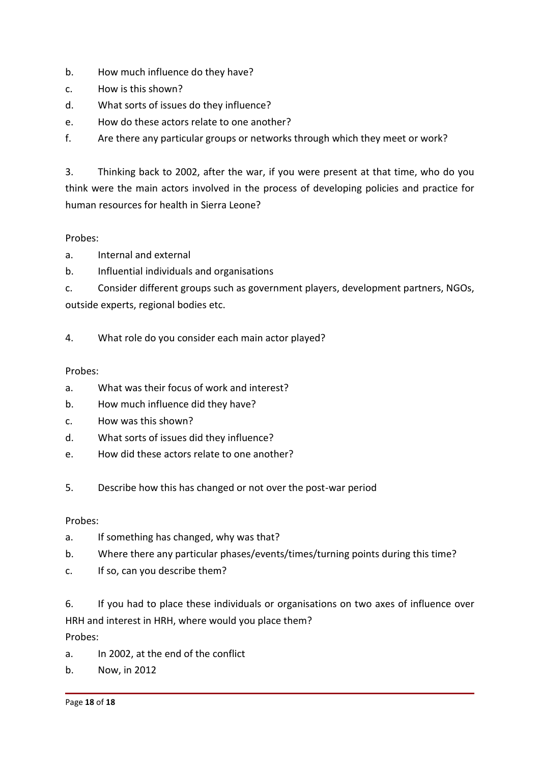b. How much influence do they have?

c. How is this shown?

d. What sorts of issues do they influence?

e. How do these actors relate to one another?

f. Are there any particular groups or networks through which they meet or work?

3. Thinking back to 2002, after the war, if you were present at that time, who do you think were the main actors involved in the process of developing policies and practice for human resources for health in Sierra Leone?

Probes:

a. Internal and external

b. Influential individuals and organisations

c. Consider different groups such as government players, development partners, NGOs, outside experts, regional bodies etc.

4. What role do you consider each main actor played?

Probes:

a. What was their focus of work and interest?

b. How much influence did they have?

c. How was this shown?

d. What sorts of issues did they influence?

e. How did these actors relate to one another?

5. Describe how this has changed or not over the post-war period

Probes:

a. If something has changed, why was that?

b. Where there any particular phases/events/times/turning points during this time?

c. If so, can you describe them?

6. If you had to place these individuals or organisations on two axes of influence over HRH and interest in HRH, where would you place them?

Probes:

a. In 2002, at the end of the conflict

b. Now, in 2012